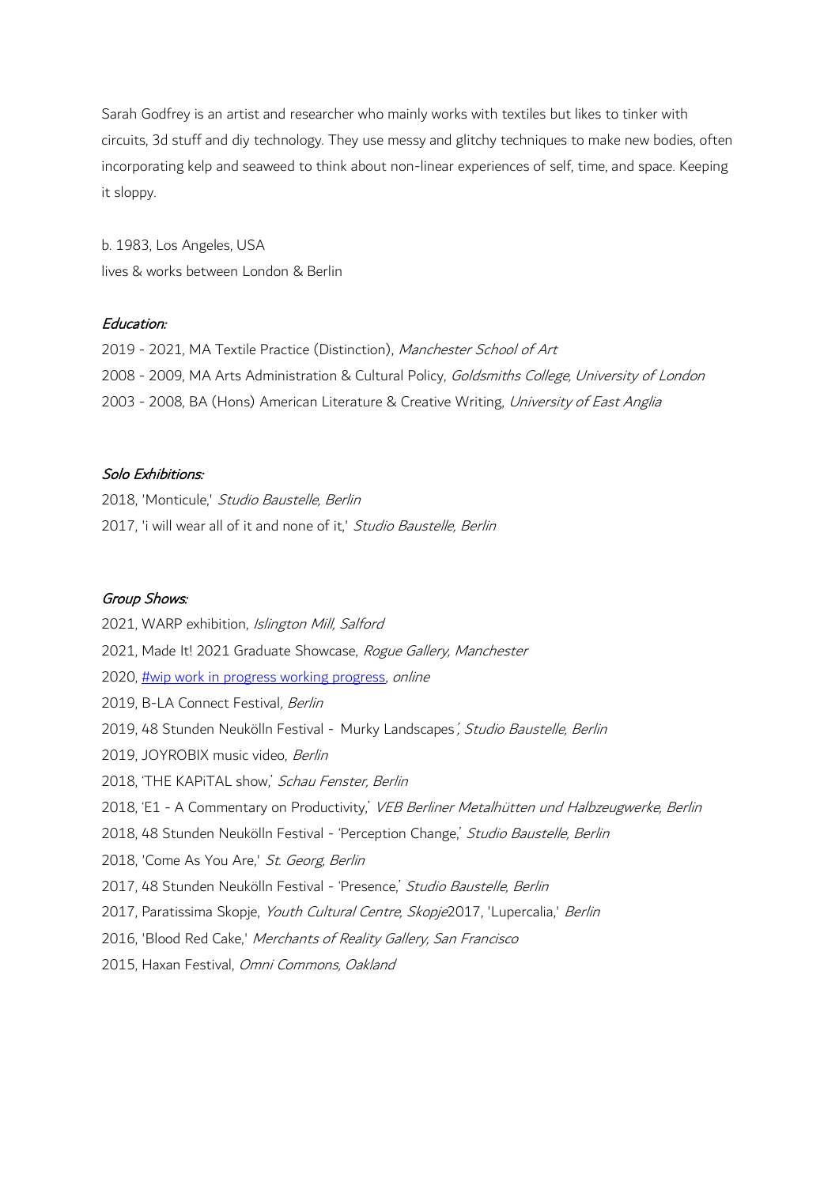Sarah Godfrey is an artist and researcher who mainly works with textiles but likes to tinker with circuits, 3d stuff and diy technology. They use messy and glitchy techniques to make new bodies, often incorporating kelp and seaweed to think about non-linear experiences of self, time, and space. Keeping it sloppy.

b. 1983, Los Angeles, USA
lives & works between London & Berlin

*Education:*

2019 - 2021, MA Textile Practice (Distinction), *Manchester School of Art*
2008 - 2009, MA Arts Administration & Cultural Policy, *Goldsmiths College, University of London*
2003 - 2008, BA (Hons) American Literature & Creative Writing, *University of East Anglia*

*Solo Exhibitions:*

2018, 'Monticule,' *Studio Baustelle, Berlin*
2017, 'i will wear all of it and none of it,' *Studio Baustelle, Berlin*

*Group Shows:*

2021, WARP exhibition, *Islington Mill, Salford*
2021, Made It! 2021 Graduate Showcase, *Rogue Gallery, Manchester*
2020, [#wip work in progress working progress](), *online*
2019, B-LA Connect Festival*, Berlin*
2019, 48 Stunden Neukölln Festival - Murky Landscapes*', Studio Baustelle, Berlin*
2019, JOYROBIX music video, *Berlin*
2018, 'THE KAPiTAL show,' *Schau Fenster, Berlin*
2018, 'E1 - A Commentary on Productivity,' *VEB Berliner Metalhütten und Halbzeugwerke, Berlin*
2018, 48 Stunden Neukölln Festival - 'Perception Change,' *Studio Baustelle, Berlin*
2018, 'Come As You Are,' *St. Georg, Berlin*
2017, 48 Stunden Neukölln Festival - 'Presence,' *Studio Baustelle, Berlin*
2017, Paratissima Skopje, *Youth Cultural Centre, Skopje*2017, 'Lupercalia,' *Berlin*
2016, 'Blood Red Cake,' *Merchants of Reality Gallery, San Francisco*
2015, Haxan Festival, *Omni Commons, Oakland*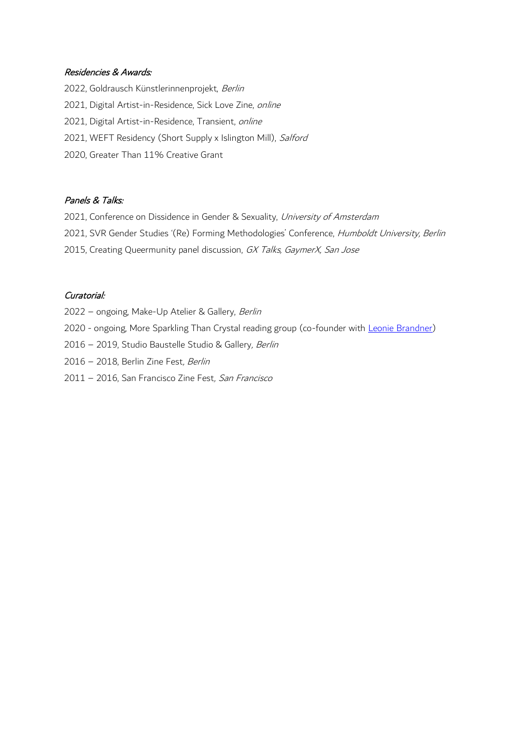*Residencies & Awards:*

2022, Goldrausch Künstlerinnenprojekt, *Berlin*

2021, Digital Artist-in-Residence, Sick Love Zine, *online*

2021, Digital Artist-in-Residence, Transient, *online*

2021, WEFT Residency (Short Supply x Islington Mill), *Salford*

2020, Greater Than 11% Creative Grant

*Panels & Talks:*

2021, Conference on Dissidence in Gender & Sexuality, *University of Amsterdam*

2021, SVR Gender Studies '(Re) Forming Methodologies' Conference, *Humboldt University, Berlin*

2015, Creating Queermunity panel discussion, *GX Talks, GaymerX, San Jose*

*Curatorial:*

2022 – ongoing, Make-Up Atelier & Gallery, *Berlin*

2020 - ongoing, More Sparkling Than Crystal reading group (co-founder with Leonie Brandner)

2016 – 2019, Studio Baustelle Studio & Gallery*, Berlin*

2016 – 2018, Berlin Zine Fest*, Berlin*

2011 – 2016, San Francisco Zine Fest*, San Francisco*